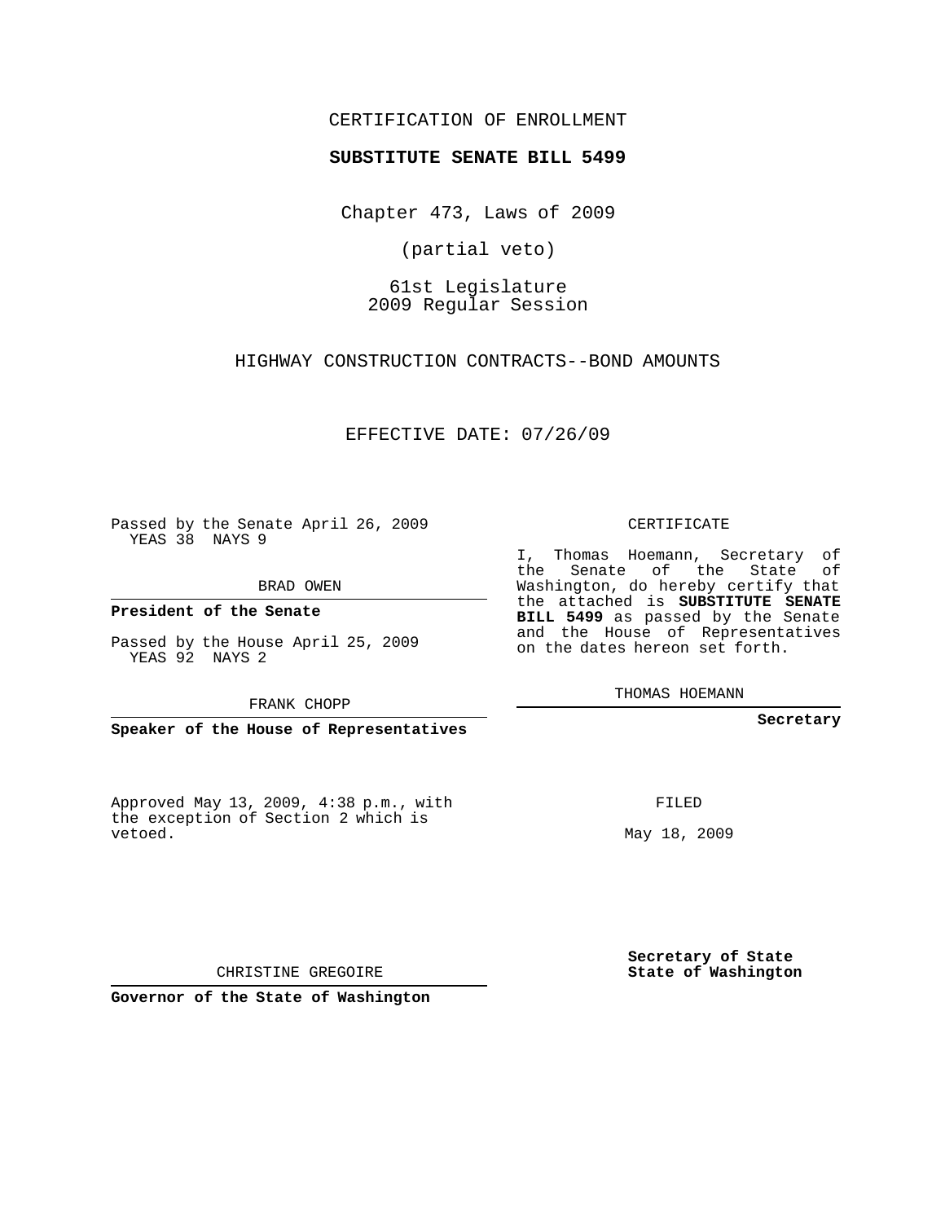CERTIFICATION OF ENROLLMENT

**SUBSTITUTE SENATE BILL 5499**

Chapter 473, Laws of 2009

(partial veto)

61st Legislature
2009 Regular Session

HIGHWAY CONSTRUCTION CONTRACTS--BOND AMOUNTS

EFFECTIVE DATE: 07/26/09

Passed by the Senate April 26, 2009
YEAS 38 NAYS 9

BRAD OWEN

**President of the Senate**

Passed by the House April 25, 2009
YEAS 92 NAYS 2

FRANK CHOPP

**Speaker of the House of Representatives**

CERTIFICATE

I, Thomas Hoemann, Secretary of the Senate of the State of Washington, do hereby certify that the attached is **SUBSTITUTE SENATE BILL 5499** as passed by the Senate and the House of Representatives on the dates hereon set forth.

THOMAS HOEMANN

**Secretary**

Approved May 13, 2009, 4:38 p.m., with the exception of Section 2 which is vetoed.

CHRISTINE GREGOIRE

**Governor of the State of Washington**

FILED

May 18, 2009

**Secretary of State**
**State of Washington**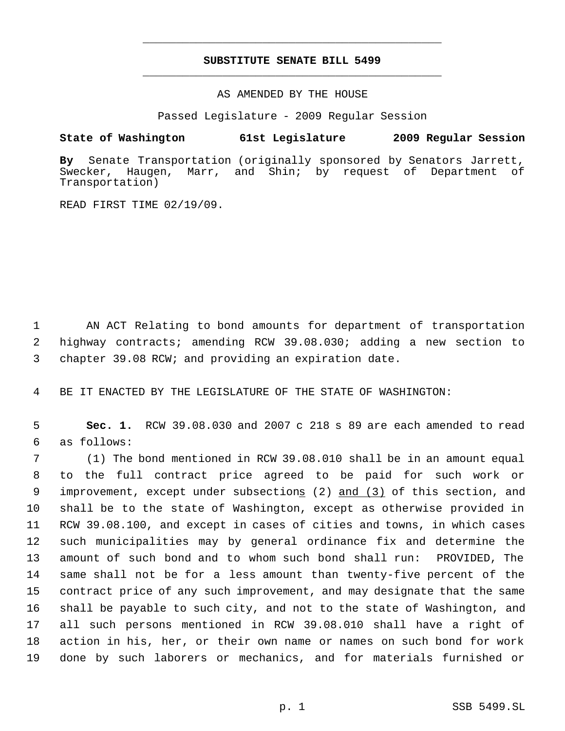# SUBSTITUTE SENATE BILL 5499

AS AMENDED BY THE HOUSE

Passed Legislature - 2009 Regular Session

**State of Washington 61st Legislature 2009 Regular Session**

**By** Senate Transportation (originally sponsored by Senators Jarrett, Swecker, Haugen, Marr, and Shin; by request of Department of Transportation)

READ FIRST TIME 02/19/09.

1 AN ACT Relating to bond amounts for department of transportation
2 highway contracts; amending RCW 39.08.030; adding a new section to
3 chapter 39.08 RCW; and providing an expiration date.

4 BE IT ENACTED BY THE LEGISLATURE OF THE STATE OF WASHINGTON:

5 **Sec. 1.** RCW 39.08.030 and 2007 c 218 s 89 are each amended to read
6 as follows:

7 (1) The bond mentioned in RCW 39.08.010 shall be in an amount equal
8 to the full contract price agreed to be paid for such work or
9 improvement, except under subsections (2) and (3) of this section, and
10 shall be to the state of Washington, except as otherwise provided in
11 RCW 39.08.100, and except in cases of cities and towns, in which cases
12 such municipalities may by general ordinance fix and determine the
13 amount of such bond and to whom such bond shall run: PROVIDED, The
14 same shall not be for a less amount than twenty-five percent of the
15 contract price of any such improvement, and may designate that the same
16 shall be payable to such city, and not to the state of Washington, and
17 all such persons mentioned in RCW 39.08.010 shall have a right of
18 action in his, her, or their own name or names on such bond for work
19 done by such laborers or mechanics, and for materials furnished or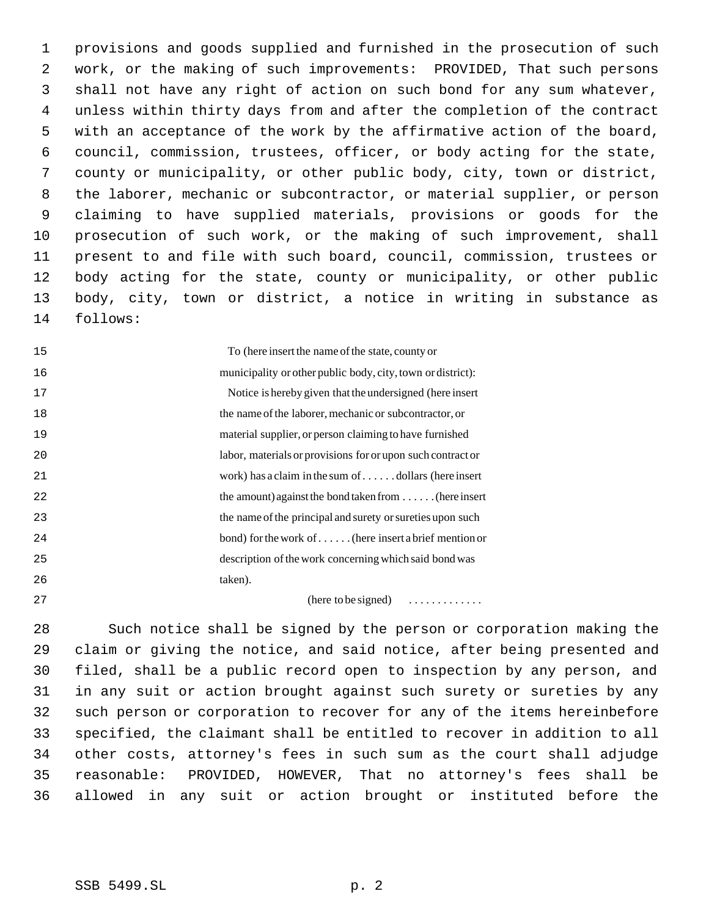provisions and goods supplied and furnished in the prosecution of such work, or the making of such improvements: PROVIDED, That such persons shall not have any right of action on such bond for any sum whatever, unless within thirty days from and after the completion of the contract with an acceptance of the work by the affirmative action of the board, council, commission, trustees, officer, or body acting for the state, county or municipality, or other public body, city, town or district, the laborer, mechanic or subcontractor, or material supplier, or person claiming to have supplied materials, provisions or goods for the prosecution of such work, or the making of such improvement, shall present to and file with such board, council, commission, trustees or body acting for the state, county or municipality, or other public body, city, town or district, a notice in writing in substance as follows:

> To (here insert the name of the state, county or municipality or other public body, city, town or district):
>
> Notice is hereby given that the undersigned (here insert the name of the laborer, mechanic or subcontractor, or material supplier, or person claiming to have furnished labor, materials or provisions for or upon such contract or work) has a claim in the sum of . . . . . . dollars (here insert the amount) against the bond taken from . . . . . . (here insert the name of the principal and surety or sureties upon such bond) for the work of . . . . . . (here insert a brief mention or description of the work concerning which said bond was taken).
>
> (here to be signed) . . . . . . . . . . . . .

Such notice shall be signed by the person or corporation making the claim or giving the notice, and said notice, after being presented and filed, shall be a public record open to inspection by any person, and in any suit or action brought against such surety or sureties by any such person or corporation to recover for any of the items hereinbefore specified, the claimant shall be entitled to recover in addition to all other costs, attorney's fees in such sum as the court shall adjudge reasonable: PROVIDED, HOWEVER, That no attorney's fees shall be allowed in any suit or action brought or instituted before the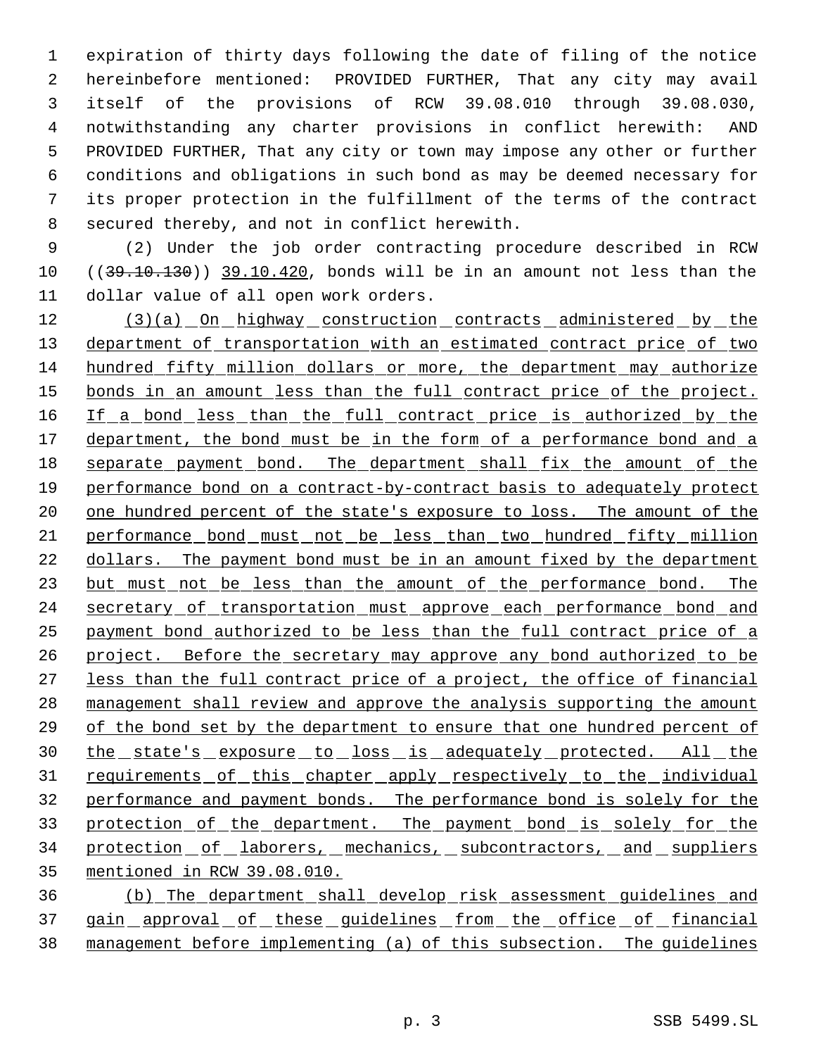expiration of thirty days following the date of filing of the notice hereinbefore mentioned: PROVIDED FURTHER, That any city may avail itself of the provisions of RCW 39.08.010 through 39.08.030, notwithstanding any charter provisions in conflict herewith: AND PROVIDED FURTHER, That any city or town may impose any other or further conditions and obligations in such bond as may be deemed necessary for its proper protection in the fulfillment of the terms of the contract secured thereby, and not in conflict herewith.

(2) Under the job order contracting procedure described in RCW ((~~39.10.130~~)) 39.10.420, bonds will be in an amount not less than the dollar value of all open work orders.

(3)(a) On highway construction contracts administered by the department of transportation with an estimated contract price of two hundred fifty million dollars or more, the department may authorize bonds in an amount less than the full contract price of the project. If a bond less than the full contract price is authorized by the department, the bond must be in the form of a performance bond and a separate payment bond. The department shall fix the amount of the performance bond on a contract-by-contract basis to adequately protect one hundred percent of the state's exposure to loss. The amount of the performance bond must not be less than two hundred fifty million dollars. The payment bond must be in an amount fixed by the department but must not be less than the amount of the performance bond. The secretary of transportation must approve each performance bond and payment bond authorized to be less than the full contract price of a project. Before the secretary may approve any bond authorized to be less than the full contract price of a project, the office of financial management shall review and approve the analysis supporting the amount of the bond set by the department to ensure that one hundred percent of the state's exposure to loss is adequately protected. All the requirements of this chapter apply respectively to the individual performance and payment bonds. The performance bond is solely for the protection of the department. The payment bond is solely for the protection of laborers, mechanics, subcontractors, and suppliers mentioned in RCW 39.08.010.

(b) The department shall develop risk assessment guidelines and gain approval of these guidelines from the office of financial management before implementing (a) of this subsection. The guidelines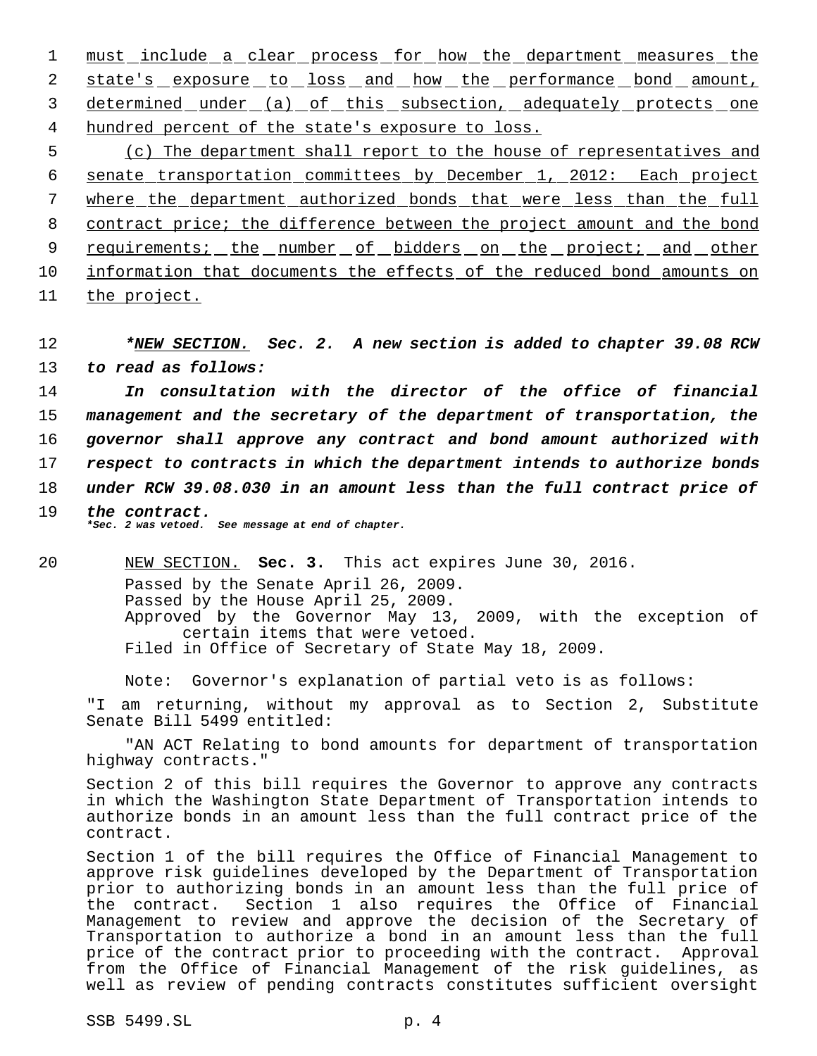must include a clear process for how the department measures the state's exposure to loss and how the performance bond amount, determined under (a) of this subsection, adequately protects one hundred percent of the state's exposure to loss.

(c) The department shall report to the house of representatives and senate transportation committees by December 1, 2012: Each project where the department authorized bonds that were less than the full contract price; the difference between the project amount and the bond requirements; the number of bidders on the project; and other information that documents the effects of the reduced bond amounts on the project.

***NEW SECTION. Sec. 2. A new section is added to chapter 39.08 RCW to read as follows:***

***In consultation with the director of the office of financial management and the secretary of the department of transportation, the governor shall approve any contract and bond amount authorized with respect to contracts in which the department intends to authorize bonds under RCW 39.08.030 in an amount less than the full contract price of the contract.***

****Sec. 2 was vetoed. See message at end of chapter.***

NEW SECTION. **Sec. 3.** This act expires June 30, 2016.

Passed by the Senate April 26, 2009.
Passed by the House April 25, 2009.
Approved by the Governor May 13, 2009, with the exception of certain items that were vetoed.
Filed in Office of Secretary of State May 18, 2009.

Note: Governor's explanation of partial veto is as follows:

"I am returning, without my approval as to Section 2, Substitute Senate Bill 5499 entitled:

"AN ACT Relating to bond amounts for department of transportation highway contracts."

Section 2 of this bill requires the Governor to approve any contracts in which the Washington State Department of Transportation intends to authorize bonds in an amount less than the full contract price of the contract.

Section 1 of the bill requires the Office of Financial Management to approve risk guidelines developed by the Department of Transportation prior to authorizing bonds in an amount less than the full price of the contract. Section 1 also requires the Office of Financial Management to review and approve the decision of the Secretary of Transportation to authorize a bond in an amount less than the full price of the contract prior to proceeding with the contract. Approval from the Office of Financial Management of the risk guidelines, as well as review of pending contracts constitutes sufficient oversight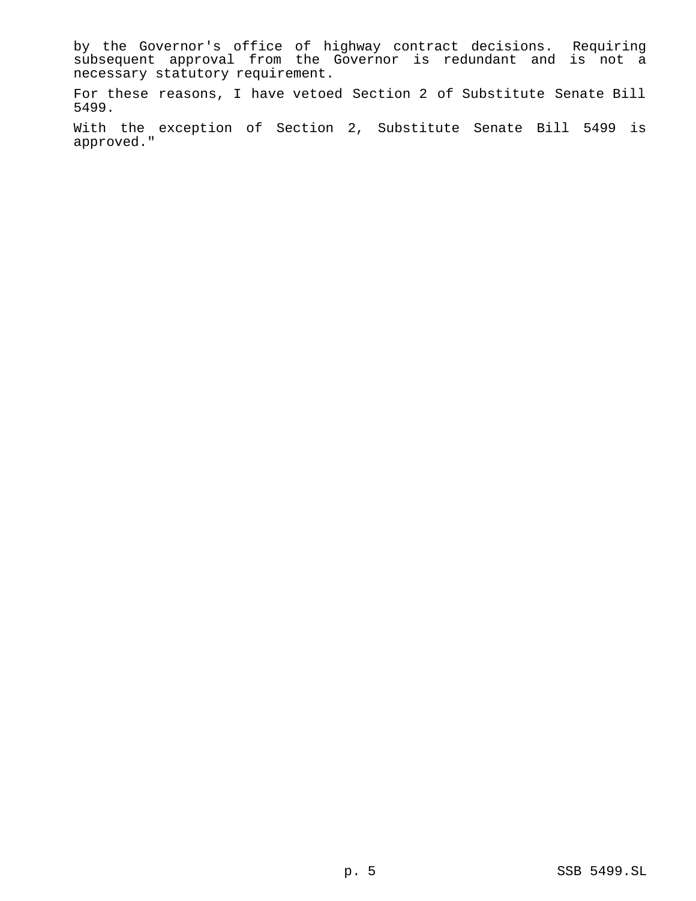by the Governor's office of highway contract decisions. Requiring subsequent approval from the Governor is redundant and is not a necessary statutory requirement.

For these reasons, I have vetoed Section 2 of Substitute Senate Bill 5499.

With the exception of Section 2, Substitute Senate Bill 5499 is approved."